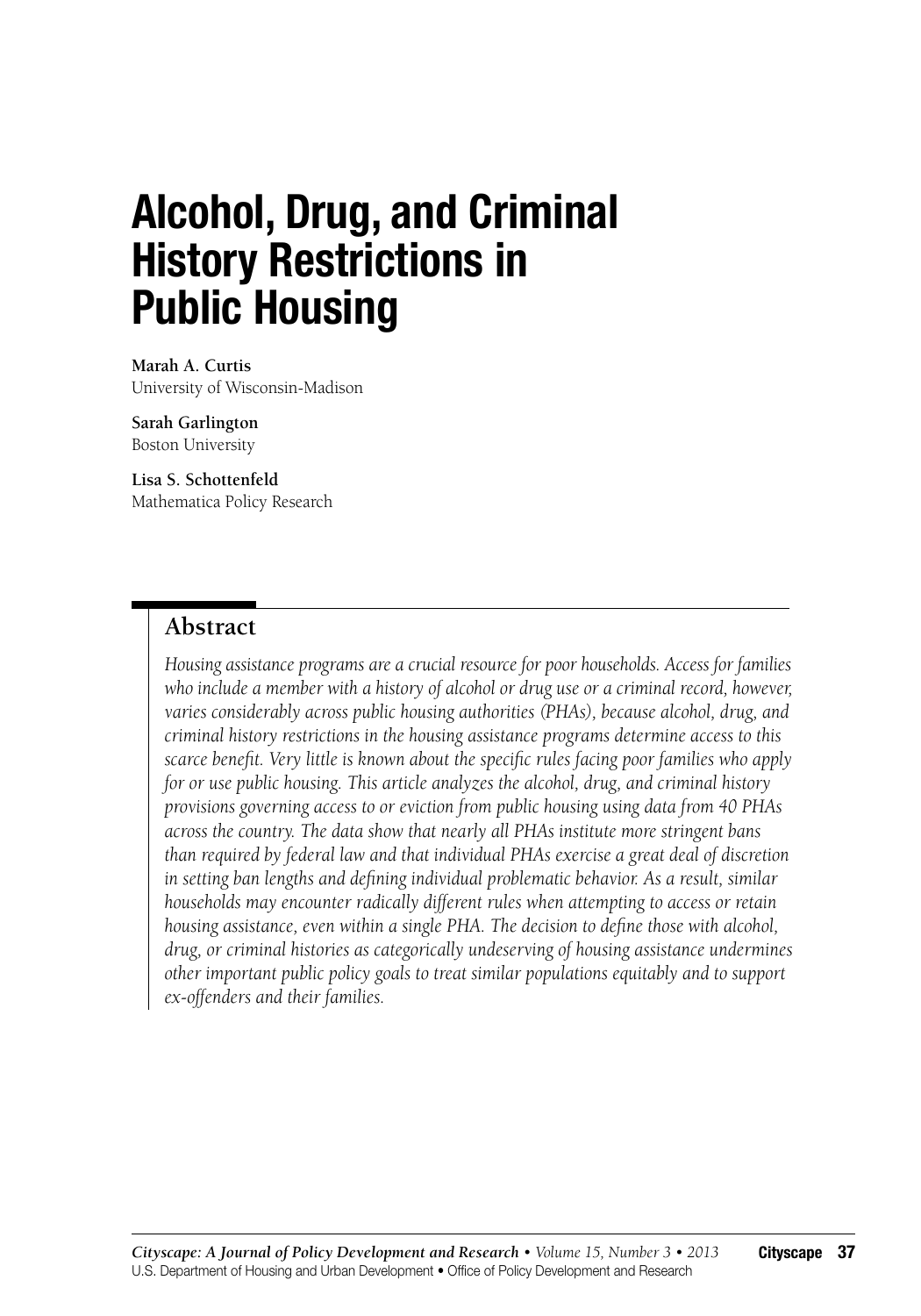# Alcohol, Drug, and Criminal History Restrictions in Public Housing

**Marah A. Curtis**
University of Wisconsin-Madison

**Sarah Garlington**
Boston University

**Lisa S. Schottenfeld**
Mathematica Policy Research

## Abstract

*Housing assistance programs are a crucial resource for poor households. Access for families who include a member with a history of alcohol or drug use or a criminal record, however, varies considerably across public housing authorities (PHAs), because alcohol, drug, and criminal history restrictions in the housing assistance programs determine access to this scarce benefit. Very little is known about the specific rules facing poor families who apply for or use public housing. This article analyzes the alcohol, drug, and criminal history provisions governing access to or eviction from public housing using data from 40 PHAs across the country. The data show that nearly all PHAs institute more stringent bans than required by federal law and that individual PHAs exercise a great deal of discretion in setting ban lengths and defining individual problematic behavior. As a result, similar households may encounter radically different rules when attempting to access or retain housing assistance, even within a single PHA. The decision to define those with alcohol, drug, or criminal histories as categorically undeserving of housing assistance undermines other important public policy goals to treat similar populations equitably and to support ex-offenders and their families.*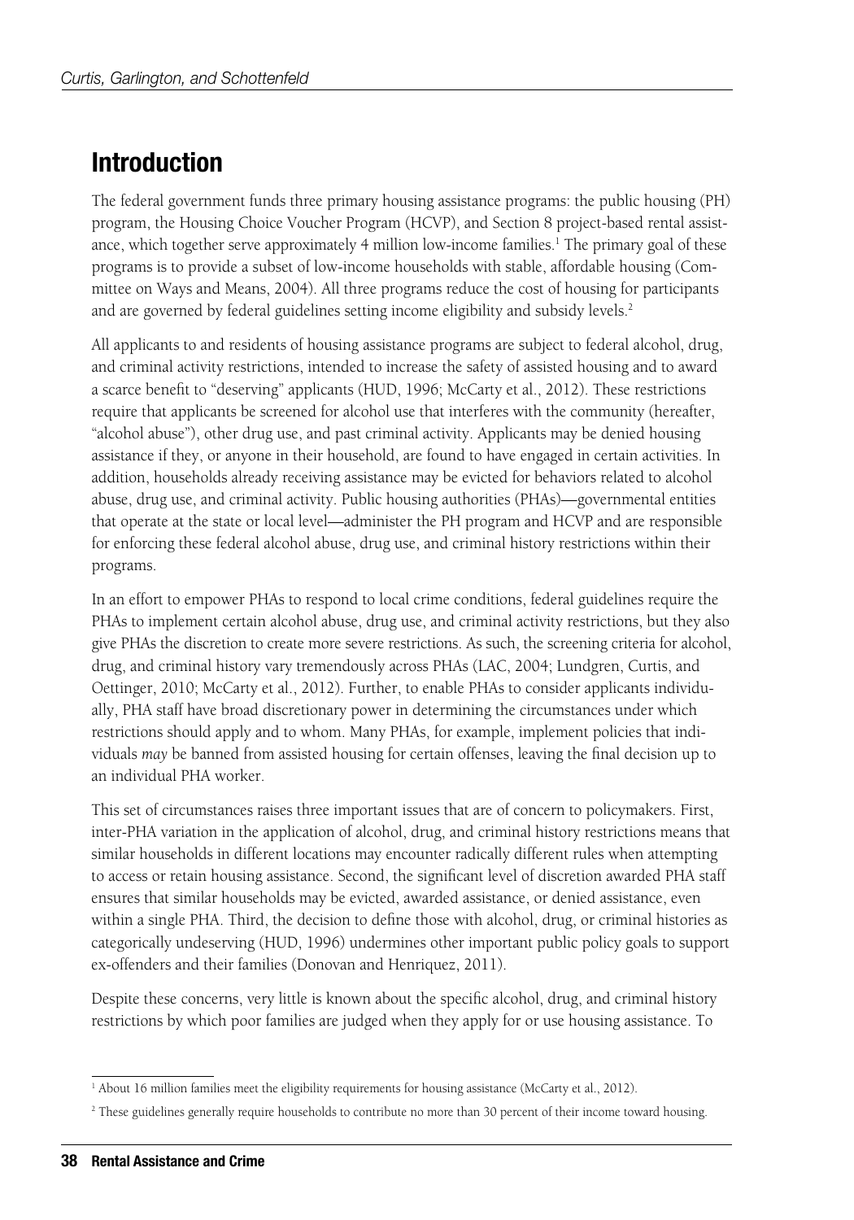## Introduction

The federal government funds three primary housing assistance programs: the public housing (PH) program, the Housing Choice Voucher Program (HCVP), and Section 8 project-based rental assistance, which together serve approximately 4 million low-income families.[1] The primary goal of these programs is to provide a subset of low-income households with stable, affordable housing (Committee on Ways and Means, 2004). All three programs reduce the cost of housing for participants and are governed by federal guidelines setting income eligibility and subsidy levels.[2]

All applicants to and residents of housing assistance programs are subject to federal alcohol, drug, and criminal activity restrictions, intended to increase the safety of assisted housing and to award a scarce benefit to "deserving" applicants (HUD, 1996; McCarty et al., 2012). These restrictions require that applicants be screened for alcohol use that interferes with the community (hereafter, "alcohol abuse"), other drug use, and past criminal activity. Applicants may be denied housing assistance if they, or anyone in their household, are found to have engaged in certain activities. In addition, households already receiving assistance may be evicted for behaviors related to alcohol abuse, drug use, and criminal activity. Public housing authorities (PHAs)—governmental entities that operate at the state or local level—administer the PH program and HCVP and are responsible for enforcing these federal alcohol abuse, drug use, and criminal history restrictions within their programs.

In an effort to empower PHAs to respond to local crime conditions, federal guidelines require the PHAs to implement certain alcohol abuse, drug use, and criminal activity restrictions, but they also give PHAs the discretion to create more severe restrictions. As such, the screening criteria for alcohol, drug, and criminal history vary tremendously across PHAs (LAC, 2004; Lundgren, Curtis, and Oettinger, 2010; McCarty et al., 2012). Further, to enable PHAs to consider applicants individually, PHA staff have broad discretionary power in determining the circumstances under which restrictions should apply and to whom. Many PHAs, for example, implement policies that individuals *may* be banned from assisted housing for certain offenses, leaving the final decision up to an individual PHA worker.

This set of circumstances raises three important issues that are of concern to policymakers. First, inter-PHA variation in the application of alcohol, drug, and criminal history restrictions means that similar households in different locations may encounter radically different rules when attempting to access or retain housing assistance. Second, the significant level of discretion awarded PHA staff ensures that similar households may be evicted, awarded assistance, or denied assistance, even within a single PHA. Third, the decision to define those with alcohol, drug, or criminal histories as categorically undeserving (HUD, 1996) undermines other important public policy goals to support ex-offenders and their families (Donovan and Henriquez, 2011).

Despite these concerns, very little is known about the specific alcohol, drug, and criminal history restrictions by which poor families are judged when they apply for or use housing assistance. To

[1] About 16 million families meet the eligibility requirements for housing assistance (McCarty et al., 2012).

[2] These guidelines generally require households to contribute no more than 30 percent of their income toward housing.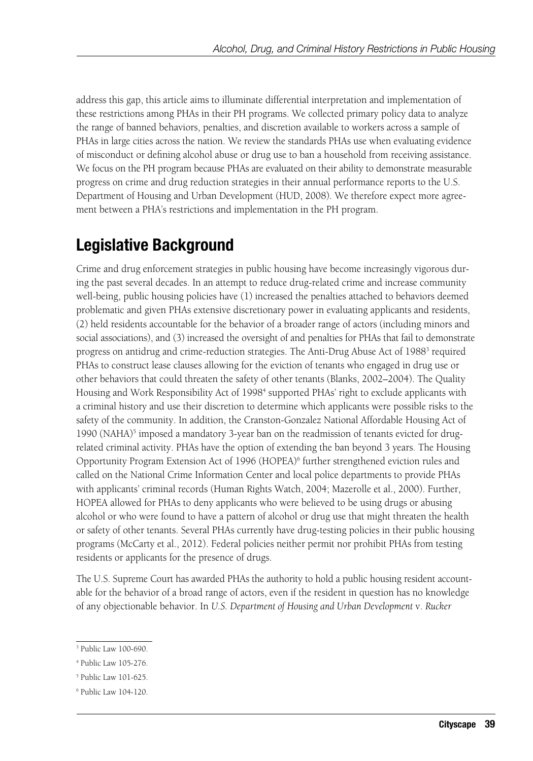address this gap, this article aims to illuminate differential interpretation and implementation of these restrictions among PHAs in their PH programs. We collected primary policy data to analyze the range of banned behaviors, penalties, and discretion available to workers across a sample of PHAs in large cities across the nation. We review the standards PHAs use when evaluating evidence of misconduct or defining alcohol abuse or drug use to ban a household from receiving assistance. We focus on the PH program because PHAs are evaluated on their ability to demonstrate measurable progress on crime and drug reduction strategies in their annual performance reports to the U.S. Department of Housing and Urban Development (HUD, 2008). We therefore expect more agreement between a PHA's restrictions and implementation in the PH program.

## Legislative Background

Crime and drug enforcement strategies in public housing have become increasingly vigorous during the past several decades. In an attempt to reduce drug-related crime and increase community well-being, public housing policies have (1) increased the penalties attached to behaviors deemed problematic and given PHAs extensive discretionary power in evaluating applicants and residents, (2) held residents accountable for the behavior of a broader range of actors (including minors and social associations), and (3) increased the oversight of and penalties for PHAs that fail to demonstrate progress on antidrug and crime-reduction strategies. The Anti-Drug Abuse Act of 1988[3] required PHAs to construct lease clauses allowing for the eviction of tenants who engaged in drug use or other behaviors that could threaten the safety of other tenants (Blanks, 2002–2004). The Quality Housing and Work Responsibility Act of 1998[4] supported PHAs' right to exclude applicants with a criminal history and use their discretion to determine which applicants were possible risks to the safety of the community. In addition, the Cranston-Gonzalez National Affordable Housing Act of 1990 (NAHA)[5] imposed a mandatory 3-year ban on the readmission of tenants evicted for drug-related criminal activity. PHAs have the option of extending the ban beyond 3 years. The Housing Opportunity Program Extension Act of 1996 (HOPEA)[6] further strengthened eviction rules and called on the National Crime Information Center and local police departments to provide PHAs with applicants' criminal records (Human Rights Watch, 2004; Mazerolle et al., 2000). Further, HOPEA allowed for PHAs to deny applicants who were believed to be using drugs or abusing alcohol or who were found to have a pattern of alcohol or drug use that might threaten the health or safety of other tenants. Several PHAs currently have drug-testing policies in their public housing programs (McCarty et al., 2012). Federal policies neither permit nor prohibit PHAs from testing residents or applicants for the presence of drugs.

The U.S. Supreme Court has awarded PHAs the authority to hold a public housing resident accountable for the behavior of a broad range of actors, even if the resident in question has no knowledge of any objectionable behavior. In *U.S. Department of Housing and Urban Development* v. *Rucker*

[3] Public Law 100-690.

[4] Public Law 105-276.

[5] Public Law 101-625.

[6] Public Law 104-120.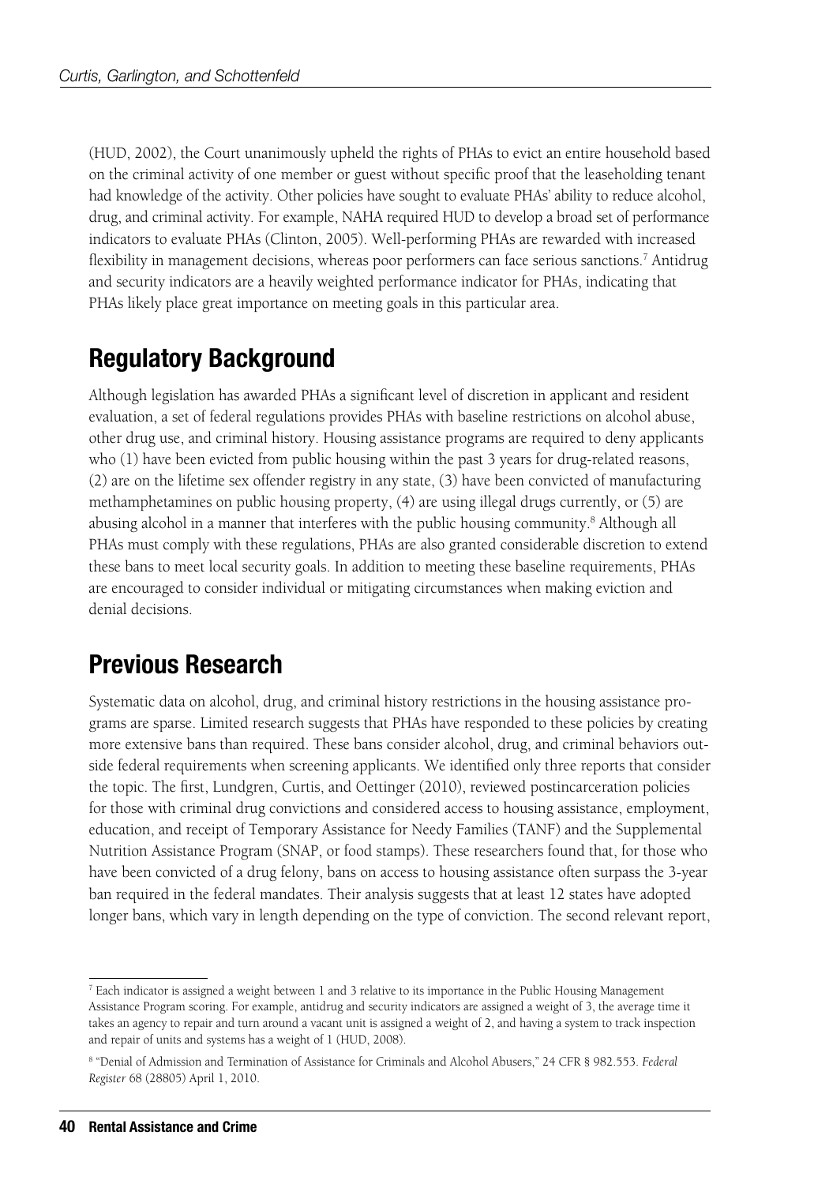(HUD, 2002), the Court unanimously upheld the rights of PHAs to evict an entire household based on the criminal activity of one member or guest without specific proof that the leaseholding tenant had knowledge of the activity. Other policies have sought to evaluate PHAs' ability to reduce alcohol, drug, and criminal activity. For example, NAHA required HUD to develop a broad set of performance indicators to evaluate PHAs (Clinton, 2005). Well-performing PHAs are rewarded with increased flexibility in management decisions, whereas poor performers can face serious sanctions.[7] Antidrug and security indicators are a heavily weighted performance indicator for PHAs, indicating that PHAs likely place great importance on meeting goals in this particular area.

## Regulatory Background

Although legislation has awarded PHAs a significant level of discretion in applicant and resident evaluation, a set of federal regulations provides PHAs with baseline restrictions on alcohol abuse, other drug use, and criminal history. Housing assistance programs are required to deny applicants who (1) have been evicted from public housing within the past 3 years for drug-related reasons, (2) are on the lifetime sex offender registry in any state, (3) have been convicted of manufacturing methamphetamines on public housing property, (4) are using illegal drugs currently, or (5) are abusing alcohol in a manner that interferes with the public housing community.[8] Although all PHAs must comply with these regulations, PHAs are also granted considerable discretion to extend these bans to meet local security goals. In addition to meeting these baseline requirements, PHAs are encouraged to consider individual or mitigating circumstances when making eviction and denial decisions.

## Previous Research

Systematic data on alcohol, drug, and criminal history restrictions in the housing assistance programs are sparse. Limited research suggests that PHAs have responded to these policies by creating more extensive bans than required. These bans consider alcohol, drug, and criminal behaviors outside federal requirements when screening applicants. We identified only three reports that consider the topic. The first, Lundgren, Curtis, and Oettinger (2010), reviewed postincarceration policies for those with criminal drug convictions and considered access to housing assistance, employment, education, and receipt of Temporary Assistance for Needy Families (TANF) and the Supplemental Nutrition Assistance Program (SNAP, or food stamps). These researchers found that, for those who have been convicted of a drug felony, bans on access to housing assistance often surpass the 3-year ban required in the federal mandates. Their analysis suggests that at least 12 states have adopted longer bans, which vary in length depending on the type of conviction. The second relevant report,

---

[7] Each indicator is assigned a weight between 1 and 3 relative to its importance in the Public Housing Management Assistance Program scoring. For example, antidrug and security indicators are assigned a weight of 3, the average time it takes an agency to repair and turn around a vacant unit is assigned a weight of 2, and having a system to track inspection and repair of units and systems has a weight of 1 (HUD, 2008).

[8] "Denial of Admission and Termination of Assistance for Criminals and Alcohol Abusers," 24 CFR § 982.553. *Federal Register* 68 (28805) April 1, 2010.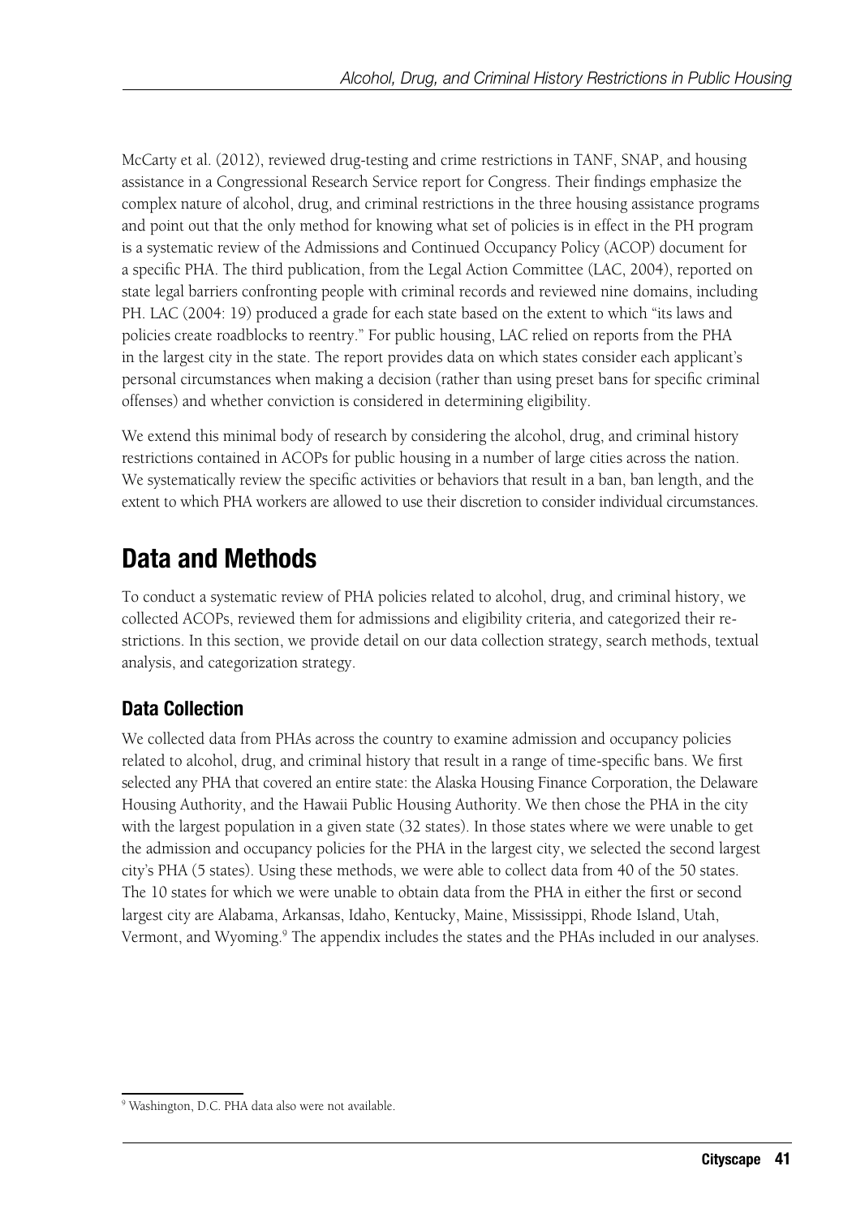McCarty et al. (2012), reviewed drug-testing and crime restrictions in TANF, SNAP, and housing assistance in a Congressional Research Service report for Congress. Their findings emphasize the complex nature of alcohol, drug, and criminal restrictions in the three housing assistance programs and point out that the only method for knowing what set of policies is in effect in the PH program is a systematic review of the Admissions and Continued Occupancy Policy (ACOP) document for a specific PHA. The third publication, from the Legal Action Committee (LAC, 2004), reported on state legal barriers confronting people with criminal records and reviewed nine domains, including PH. LAC (2004: 19) produced a grade for each state based on the extent to which "its laws and policies create roadblocks to reentry." For public housing, LAC relied on reports from the PHA in the largest city in the state. The report provides data on which states consider each applicant's personal circumstances when making a decision (rather than using preset bans for specific criminal offenses) and whether conviction is considered in determining eligibility.

We extend this minimal body of research by considering the alcohol, drug, and criminal history restrictions contained in ACOPs for public housing in a number of large cities across the nation. We systematically review the specific activities or behaviors that result in a ban, ban length, and the extent to which PHA workers are allowed to use their discretion to consider individual circumstances.

# Data and Methods

To conduct a systematic review of PHA policies related to alcohol, drug, and criminal history, we collected ACOPs, reviewed them for admissions and eligibility criteria, and categorized their restrictions. In this section, we provide detail on our data collection strategy, search methods, textual analysis, and categorization strategy.

## Data Collection

We collected data from PHAs across the country to examine admission and occupancy policies related to alcohol, drug, and criminal history that result in a range of time-specific bans. We first selected any PHA that covered an entire state: the Alaska Housing Finance Corporation, the Delaware Housing Authority, and the Hawaii Public Housing Authority. We then chose the PHA in the city with the largest population in a given state (32 states). In those states where we were unable to get the admission and occupancy policies for the PHA in the largest city, we selected the second largest city's PHA (5 states). Using these methods, we were able to collect data from 40 of the 50 states. The 10 states for which we were unable to obtain data from the PHA in either the first or second largest city are Alabama, Arkansas, Idaho, Kentucky, Maine, Mississippi, Rhode Island, Utah, Vermont, and Wyoming.[9] The appendix includes the states and the PHAs included in our analyses.

[9] Washington, D.C. PHA data also were not available.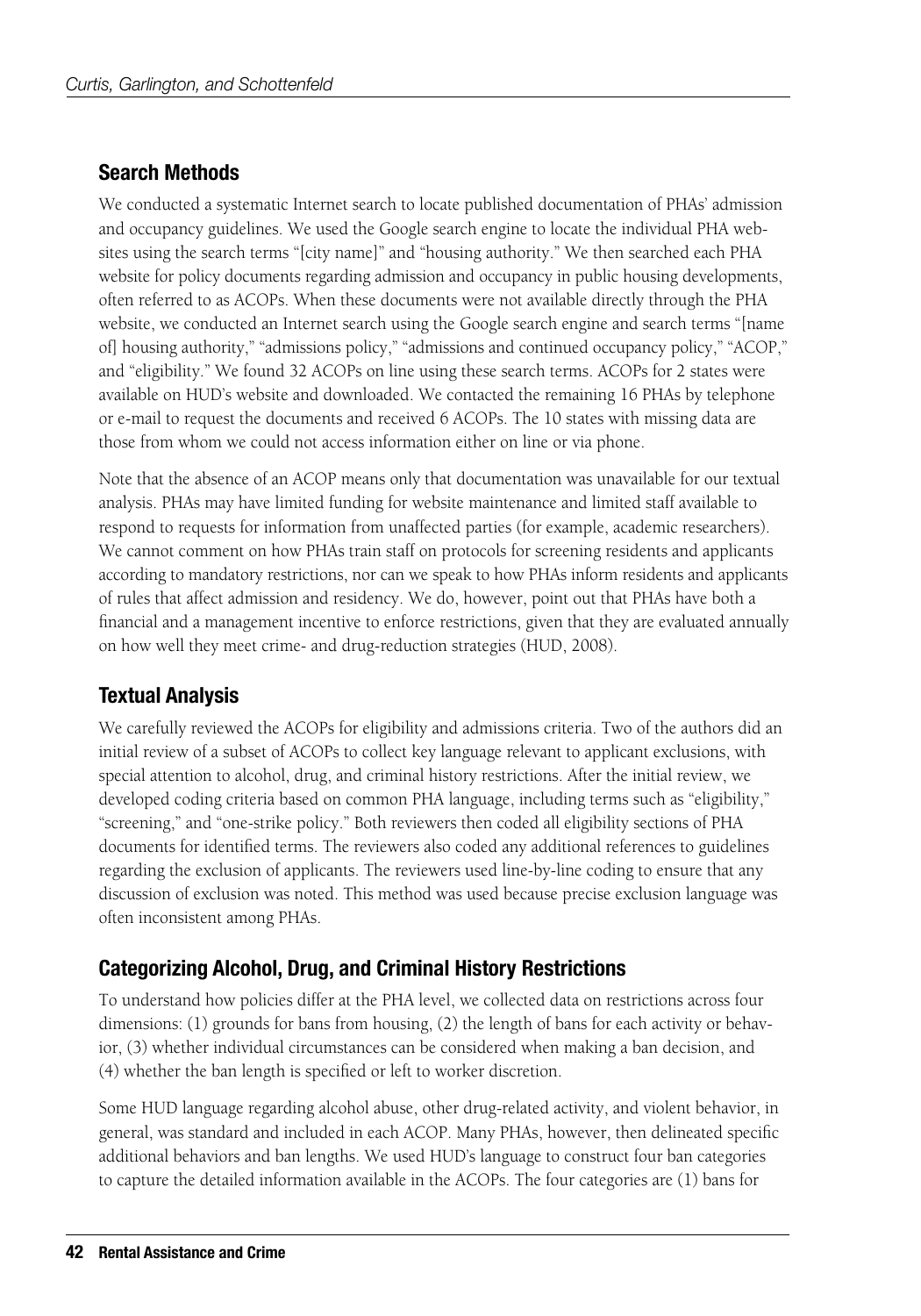## Search Methods

We conducted a systematic Internet search to locate published documentation of PHAs' admission and occupancy guidelines. We used the Google search engine to locate the individual PHA websites using the search terms "[city name]" and "housing authority." We then searched each PHA website for policy documents regarding admission and occupancy in public housing developments, often referred to as ACOPs. When these documents were not available directly through the PHA website, we conducted an Internet search using the Google search engine and search terms "[name of] housing authority," "admissions policy," "admissions and continued occupancy policy," "ACOP," and "eligibility." We found 32 ACOPs on line using these search terms. ACOPs for 2 states were available on HUD's website and downloaded. We contacted the remaining 16 PHAs by telephone or e-mail to request the documents and received 6 ACOPs. The 10 states with missing data are those from whom we could not access information either on line or via phone.

Note that the absence of an ACOP means only that documentation was unavailable for our textual analysis. PHAs may have limited funding for website maintenance and limited staff available to respond to requests for information from unaffected parties (for example, academic researchers). We cannot comment on how PHAs train staff on protocols for screening residents and applicants according to mandatory restrictions, nor can we speak to how PHAs inform residents and applicants of rules that affect admission and residency. We do, however, point out that PHAs have both a financial and a management incentive to enforce restrictions, given that they are evaluated annually on how well they meet crime- and drug-reduction strategies (HUD, 2008).

## Textual Analysis

We carefully reviewed the ACOPs for eligibility and admissions criteria. Two of the authors did an initial review of a subset of ACOPs to collect key language relevant to applicant exclusions, with special attention to alcohol, drug, and criminal history restrictions. After the initial review, we developed coding criteria based on common PHA language, including terms such as "eligibility," "screening," and "one-strike policy." Both reviewers then coded all eligibility sections of PHA documents for identified terms. The reviewers also coded any additional references to guidelines regarding the exclusion of applicants. The reviewers used line-by-line coding to ensure that any discussion of exclusion was noted. This method was used because precise exclusion language was often inconsistent among PHAs.

## Categorizing Alcohol, Drug, and Criminal History Restrictions

To understand how policies differ at the PHA level, we collected data on restrictions across four dimensions: (1) grounds for bans from housing, (2) the length of bans for each activity or behavior, (3) whether individual circumstances can be considered when making a ban decision, and (4) whether the ban length is specified or left to worker discretion.

Some HUD language regarding alcohol abuse, other drug-related activity, and violent behavior, in general, was standard and included in each ACOP. Many PHAs, however, then delineated specific additional behaviors and ban lengths. We used HUD's language to construct four ban categories to capture the detailed information available in the ACOPs. The four categories are (1) bans for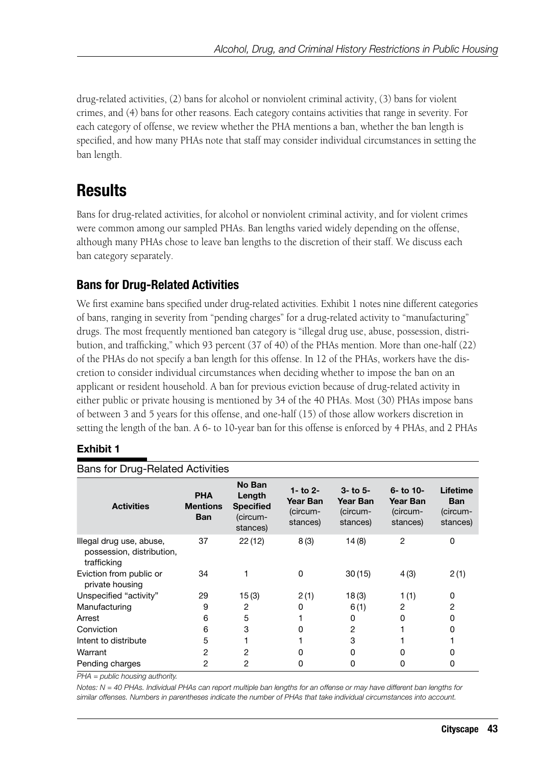drug-related activities, (2) bans for alcohol or nonviolent criminal activity, (3) bans for violent crimes, and (4) bans for other reasons. Each category contains activities that range in severity. For each category of offense, we review whether the PHA mentions a ban, whether the ban length is specified, and how many PHAs note that staff may consider individual circumstances in setting the ban length.

# Results

Bans for drug-related activities, for alcohol or nonviolent criminal activity, and for violent crimes were common among our sampled PHAs. Ban lengths varied widely depending on the offense, although many PHAs chose to leave ban lengths to the discretion of their staff. We discuss each ban category separately.

## Bans for Drug-Related Activities

We first examine bans specified under drug-related activities. Exhibit 1 notes nine different categories of bans, ranging in severity from "pending charges" for a drug-related activity to "manufacturing" drugs. The most frequently mentioned ban category is "illegal drug use, abuse, possession, distribution, and trafficking," which 93 percent (37 of 40) of the PHAs mention. More than one-half (22) of the PHAs do not specify a ban length for this offense. In 12 of the PHAs, workers have the discretion to consider individual circumstances when deciding whether to impose the ban on an applicant or resident household. A ban for previous eviction because of drug-related activity in either public or private housing is mentioned by 34 of the 40 PHAs. Most (30) PHAs impose bans of between 3 and 5 years for this offense, and one-half (15) of those allow workers discretion in setting the length of the ban. A 6- to 10-year ban for this offense is enforced by 4 PHAs, and 2 PHAs

**Exhibit 1**

Bans for Drug-Related Activities

| Activities | PHA Mentions Ban | No Ban Length Specified (circumstances) | 1- to 2-Year Ban (circumstances) | 3- to 5-Year Ban (circumstances) | 6- to 10-Year Ban (circumstances) | Lifetime Ban (circumstances) |
|---|---|---|---|---|---|---|
| Illegal drug use, abuse, possession, distribution, trafficking | 37 | 22 (12) | 8 (3) | 14 (8) | 2 | 0 |
| Eviction from public or private housing | 34 | 1 | 0 | 30 (15) | 4 (3) | 2 (1) |
| Unspecified "activity" | 29 | 15 (3) | 2 (1) | 18 (3) | 1 (1) | 0 |
| Manufacturing | 9 | 2 | 0 | 6 (1) | 2 | 2 |
| Arrest | 6 | 5 | 1 | 0 | 0 | 0 |
| Conviction | 6 | 3 | 0 | 2 | 1 | 0 |
| Intent to distribute | 5 | 1 | 1 | 3 | 1 | 1 |
| Warrant | 2 | 2 | 0 | 0 | 0 | 0 |
| Pending charges | 2 | 2 | 0 | 0 | 0 | 0 |

*PHA = public housing authority.*

*Notes: N = 40 PHAs. Individual PHAs can report multiple ban lengths for an offense or may have different ban lengths for similar offenses. Numbers in parentheses indicate the number of PHAs that take individual circumstances into account.*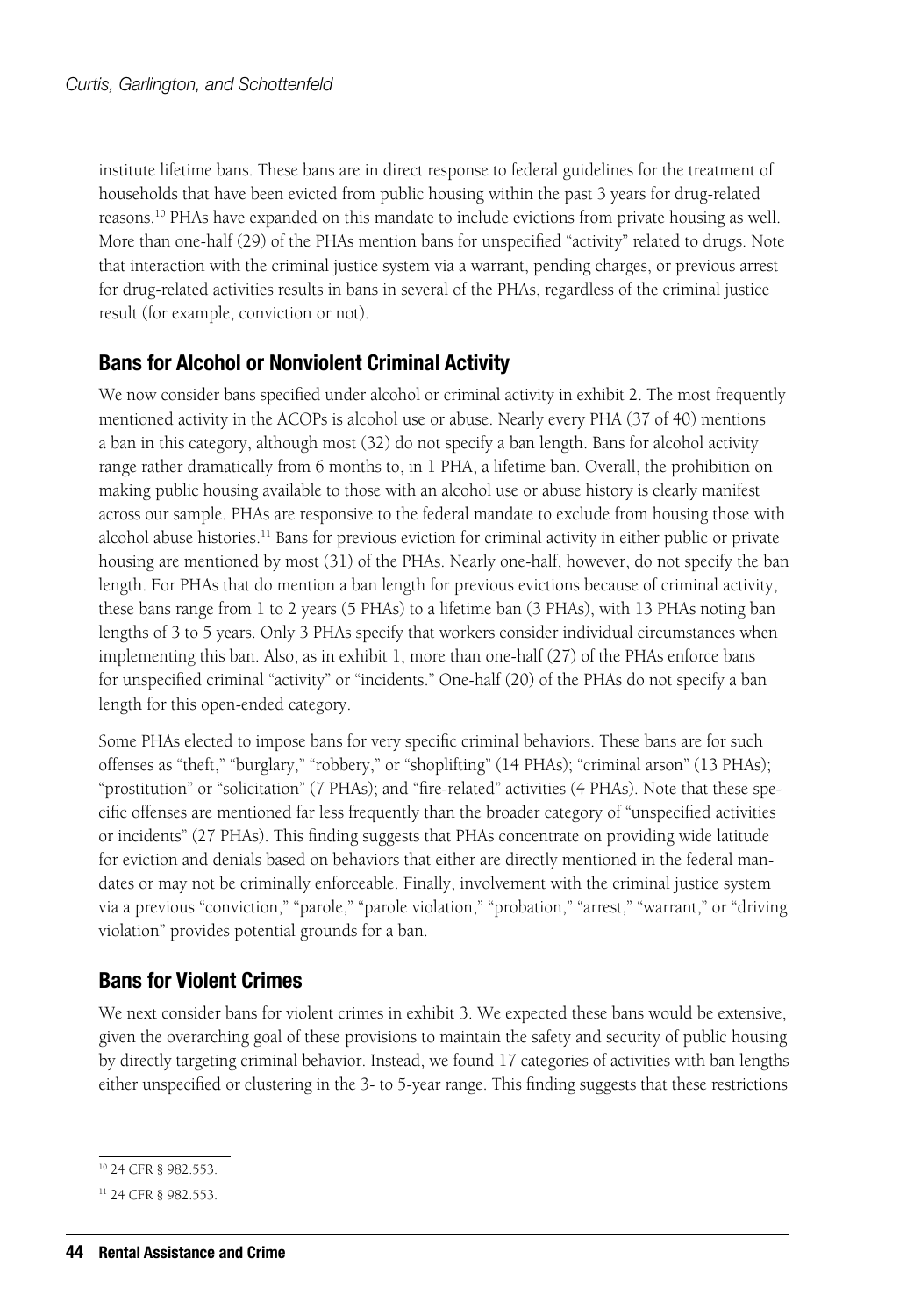institute lifetime bans. These bans are in direct response to federal guidelines for the treatment of households that have been evicted from public housing within the past 3 years for drug-related reasons.[10] PHAs have expanded on this mandate to include evictions from private housing as well. More than one-half (29) of the PHAs mention bans for unspecified "activity" related to drugs. Note that interaction with the criminal justice system via a warrant, pending charges, or previous arrest for drug-related activities results in bans in several of the PHAs, regardless of the criminal justice result (for example, conviction or not).

## Bans for Alcohol or Nonviolent Criminal Activity

We now consider bans specified under alcohol or criminal activity in exhibit 2. The most frequently mentioned activity in the ACOPs is alcohol use or abuse. Nearly every PHA (37 of 40) mentions a ban in this category, although most (32) do not specify a ban length. Bans for alcohol activity range rather dramatically from 6 months to, in 1 PHA, a lifetime ban. Overall, the prohibition on making public housing available to those with an alcohol use or abuse history is clearly manifest across our sample. PHAs are responsive to the federal mandate to exclude from housing those with alcohol abuse histories.[11] Bans for previous eviction for criminal activity in either public or private housing are mentioned by most (31) of the PHAs. Nearly one-half, however, do not specify the ban length. For PHAs that do mention a ban length for previous evictions because of criminal activity, these bans range from 1 to 2 years (5 PHAs) to a lifetime ban (3 PHAs), with 13 PHAs noting ban lengths of 3 to 5 years. Only 3 PHAs specify that workers consider individual circumstances when implementing this ban. Also, as in exhibit 1, more than one-half (27) of the PHAs enforce bans for unspecified criminal "activity" or "incidents." One-half (20) of the PHAs do not specify a ban length for this open-ended category.

Some PHAs elected to impose bans for very specific criminal behaviors. These bans are for such offenses as "theft," "burglary," "robbery," or "shoplifting" (14 PHAs); "criminal arson" (13 PHAs); "prostitution" or "solicitation" (7 PHAs); and "fire-related" activities (4 PHAs). Note that these specific offenses are mentioned far less frequently than the broader category of "unspecified activities or incidents" (27 PHAs). This finding suggests that PHAs concentrate on providing wide latitude for eviction and denials based on behaviors that either are directly mentioned in the federal mandates or may not be criminally enforceable. Finally, involvement with the criminal justice system via a previous "conviction," "parole," "parole violation," "probation," "arrest," "warrant," or "driving violation" provides potential grounds for a ban.

## Bans for Violent Crimes

We next consider bans for violent crimes in exhibit 3. We expected these bans would be extensive, given the overarching goal of these provisions to maintain the safety and security of public housing by directly targeting criminal behavior. Instead, we found 17 categories of activities with ban lengths either unspecified or clustering in the 3- to 5-year range. This finding suggests that these restrictions

---

[10] 24 CFR § 982.553.

[11] 24 CFR § 982.553.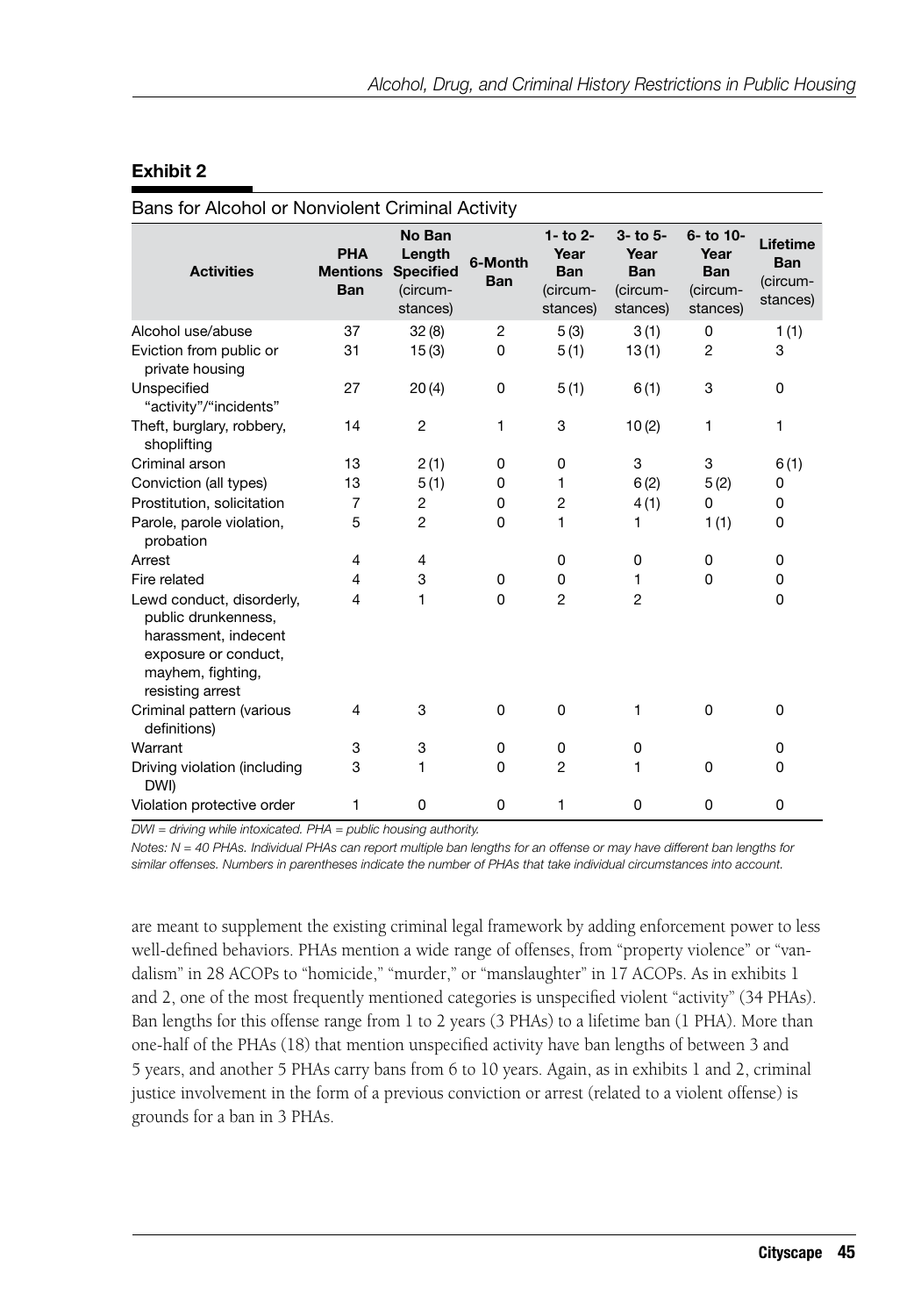**Exhibit 2**

Bans for Alcohol or Nonviolent Criminal Activity

| Activities | PHA Mentions Ban | No Ban Length Specified (circum-stances) | 6-Month Ban | 1- to 2-Year Ban (circum-stances) | 3- to 5-Year Ban (circum-stances) | 6- to 10-Year Ban (circum-stances) | Lifetime Ban (circum-stances) |
|---|---|---|---|---|---|---|---|
| Alcohol use/abuse | 37 | 32 (8) | 2 | 5 (3) | 3 (1) | 0 | 1 (1) |
| Eviction from public or private housing | 31 | 15 (3) | 0 | 5 (1) | 13 (1) | 2 | 3 |
| Unspecified "activity"/"incidents" | 27 | 20 (4) | 0 | 5 (1) | 6 (1) | 3 | 0 |
| Theft, burglary, robbery, shoplifting | 14 | 2 | 1 | 3 | 10 (2) | 1 | 1 |
| Criminal arson | 13 | 2 (1) | 0 | 0 | 3 | 3 | 6 (1) |
| Conviction (all types) | 13 | 5 (1) | 0 | 1 | 6 (2) | 5 (2) | 0 |
| Prostitution, solicitation | 7 | 2 | 0 | 2 | 4 (1) | 0 | 0 |
| Parole, parole violation, probation | 5 | 2 | 0 | 1 | 1 | 1 (1) | 0 |
| Arrest | 4 | 4 | | 0 | 0 | 0 | 0 |
| Fire related | 4 | 3 | 0 | 0 | 1 | 0 | 0 |
| Lewd conduct, disorderly, public drunkenness, harassment, indecent exposure or conduct, mayhem, fighting, resisting arrest | 4 | 1 | 0 | 2 | 2 | | 0 |
| Criminal pattern (various definitions) | 4 | 3 | 0 | 0 | 1 | 0 | 0 |
| Warrant | 3 | 3 | 0 | 0 | 0 | | 0 |
| Driving violation (including DWI) | 3 | 1 | 0 | 2 | 1 | 0 | 0 |
| Violation protective order | 1 | 0 | 0 | 1 | 0 | 0 | 0 |

*DWI = driving while intoxicated. PHA = public housing authority.*

*Notes: N = 40 PHAs. Individual PHAs can report multiple ban lengths for an offense or may have different ban lengths for similar offenses. Numbers in parentheses indicate the number of PHAs that take individual circumstances into account.*

are meant to supplement the existing criminal legal framework by adding enforcement power to less well-defined behaviors. PHAs mention a wide range of offenses, from "property violence" or "vandalism" in 28 ACOPs to "homicide," "murder," or "manslaughter" in 17 ACOPs. As in exhibits 1 and 2, one of the most frequently mentioned categories is unspecified violent "activity" (34 PHAs). Ban lengths for this offense range from 1 to 2 years (3 PHAs) to a lifetime ban (1 PHA). More than one-half of the PHAs (18) that mention unspecified activity have ban lengths of between 3 and 5 years, and another 5 PHAs carry bans from 6 to 10 years. Again, as in exhibits 1 and 2, criminal justice involvement in the form of a previous conviction or arrest (related to a violent offense) is grounds for a ban in 3 PHAs.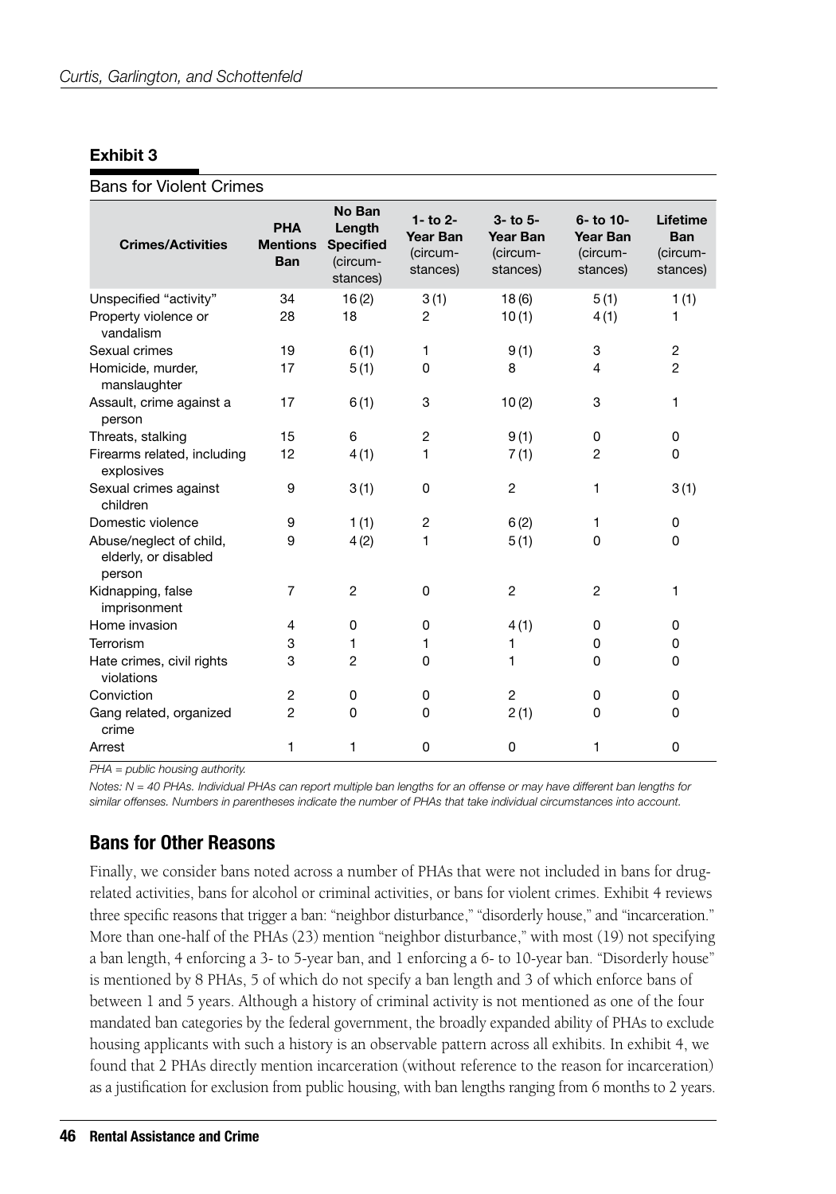**Exhibit 3**

Bans for Violent Crimes

| Crimes/Activities | PHA Mentions Ban | No Ban Length Specified (circum-stances) | 1- to 2-Year Ban (circum-stances) | 3- to 5-Year Ban (circum-stances) | 6- to 10-Year Ban (circum-stances) | Lifetime Ban (circum-stances) |
|---|---|---|---|---|---|---|
| Unspecified "activity" | 34 | 16 (2) | 3 (1) | 18 (6) | 5 (1) | 1 (1) |
| Property violence or vandalism | 28 | 18 | 2 | 10 (1) | 4 (1) | 1 |
| Sexual crimes | 19 | 6 (1) | 1 | 9 (1) | 3 | 2 |
| Homicide, murder, manslaughter | 17 | 5 (1) | 0 | 8 | 4 | 2 |
| Assault, crime against a person | 17 | 6 (1) | 3 | 10 (2) | 3 | 1 |
| Threats, stalking | 15 | 6 | 2 | 9 (1) | 0 | 0 |
| Firearms related, including explosives | 12 | 4 (1) | 1 | 7 (1) | 2 | 0 |
| Sexual crimes against children | 9 | 3 (1) | 0 | 2 | 1 | 3 (1) |
| Domestic violence | 9 | 1 (1) | 2 | 6 (2) | 1 | 0 |
| Abuse/neglect of child, elderly, or disabled person | 9 | 4 (2) | 1 | 5 (1) | 0 | 0 |
| Kidnapping, false imprisonment | 7 | 2 | 0 | 2 | 2 | 1 |
| Home invasion | 4 | 0 | 0 | 4 (1) | 0 | 0 |
| Terrorism | 3 | 1 | 1 | 1 | 0 | 0 |
| Hate crimes, civil rights violations | 3 | 2 | 0 | 1 | 0 | 0 |
| Conviction | 2 | 0 | 0 | 2 | 0 | 0 |
| Gang related, organized crime | 2 | 0 | 0 | 2 (1) | 0 | 0 |
| Arrest | 1 | 1 | 0 | 0 | 1 | 0 |

*PHA = public housing authority.*

*Notes: N = 40 PHAs. Individual PHAs can report multiple ban lengths for an offense or may have different ban lengths for similar offenses. Numbers in parentheses indicate the number of PHAs that take individual circumstances into account.*

## Bans for Other Reasons

Finally, we consider bans noted across a number of PHAs that were not included in bans for drug-related activities, bans for alcohol or criminal activities, or bans for violent crimes. Exhibit 4 reviews three specific reasons that trigger a ban: "neighbor disturbance," "disorderly house," and "incarceration." More than one-half of the PHAs (23) mention "neighbor disturbance," with most (19) not specifying a ban length, 4 enforcing a 3- to 5-year ban, and 1 enforcing a 6- to 10-year ban. "Disorderly house" is mentioned by 8 PHAs, 5 of which do not specify a ban length and 3 of which enforce bans of between 1 and 5 years. Although a history of criminal activity is not mentioned as one of the four mandated ban categories by the federal government, the broadly expanded ability of PHAs to exclude housing applicants with such a history is an observable pattern across all exhibits. In exhibit 4, we found that 2 PHAs directly mention incarceration (without reference to the reason for incarceration) as a justification for exclusion from public housing, with ban lengths ranging from 6 months to 2 years.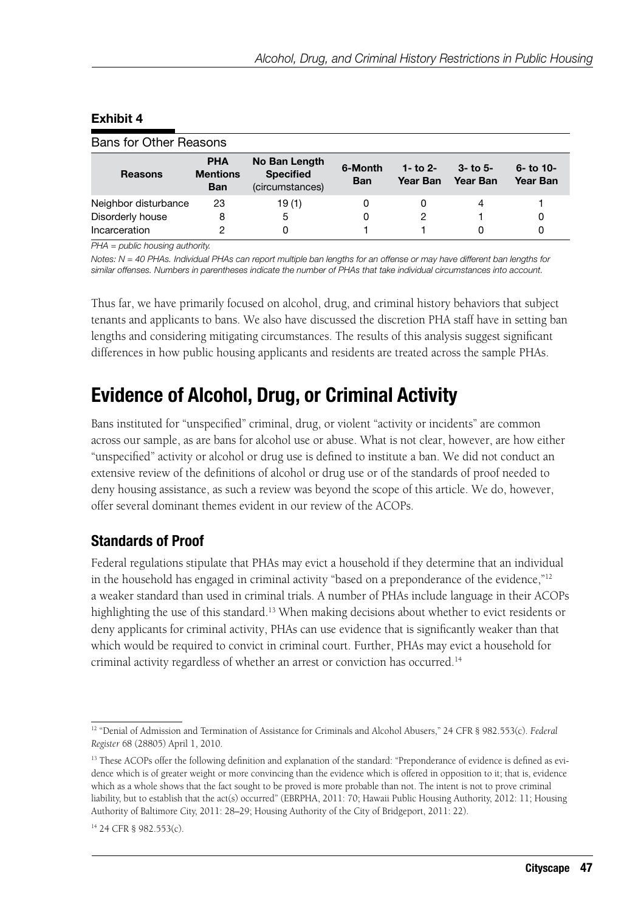**Exhibit 4**

Bans for Other Reasons

| Reasons | PHA Mentions Ban | No Ban Length Specified (circumstances) | 6-Month Ban | 1- to 2-Year Ban | 3- to 5-Year Ban | 6- to 10-Year Ban |
|---|---|---|---|---|---|---|
| Neighbor disturbance | 23 | 19 (1) | 0 | 0 | 4 | 1 |
| Disorderly house | 8 | 5 | 0 | 2 | 1 | 0 |
| Incarceration | 2 | 0 | 1 | 1 | 0 | 0 |

*PHA = public housing authority.*

*Notes: N = 40 PHAs. Individual PHAs can report multiple ban lengths for an offense or may have different ban lengths for similar offenses. Numbers in parentheses indicate the number of PHAs that take individual circumstances into account.*

Thus far, we have primarily focused on alcohol, drug, and criminal history behaviors that subject tenants and applicants to bans. We also have discussed the discretion PHA staff have in setting ban lengths and considering mitigating circumstances. The results of this analysis suggest significant differences in how public housing applicants and residents are treated across the sample PHAs.

## Evidence of Alcohol, Drug, or Criminal Activity

Bans instituted for "unspecified" criminal, drug, or violent "activity or incidents" are common across our sample, as are bans for alcohol use or abuse. What is not clear, however, are how either "unspecified" activity or alcohol or drug use is defined to institute a ban. We did not conduct an extensive review of the definitions of alcohol or drug use or of the standards of proof needed to deny housing assistance, as such a review was beyond the scope of this article. We do, however, offer several dominant themes evident in our review of the ACOPs.

### Standards of Proof

Federal regulations stipulate that PHAs may evict a household if they determine that an individual in the household has engaged in criminal activity "based on a preponderance of the evidence,"[12] a weaker standard than used in criminal trials. A number of PHAs include language in their ACOPs highlighting the use of this standard.[13] When making decisions about whether to evict residents or deny applicants for criminal activity, PHAs can use evidence that is significantly weaker than that which would be required to convict in criminal court. Further, PHAs may evict a household for criminal activity regardless of whether an arrest or conviction has occurred.[14]

[12] "Denial of Admission and Termination of Assistance for Criminals and Alcohol Abusers," 24 CFR § 982.553(c). *Federal Register* 68 (28805) April 1, 2010.

[13] These ACOPs offer the following definition and explanation of the standard: "Preponderance of evidence is defined as evidence which is of greater weight or more convincing than the evidence which is offered in opposition to it; that is, evidence which as a whole shows that the fact sought to be proved is more probable than not. The intent is not to prove criminal liability, but to establish that the act(s) occurred" (EBRPHA, 2011: 70; Hawaii Public Housing Authority, 2012: 11; Housing Authority of Baltimore City, 2011: 28–29; Housing Authority of the City of Bridgeport, 2011: 22).

[14] 24 CFR § 982.553(c).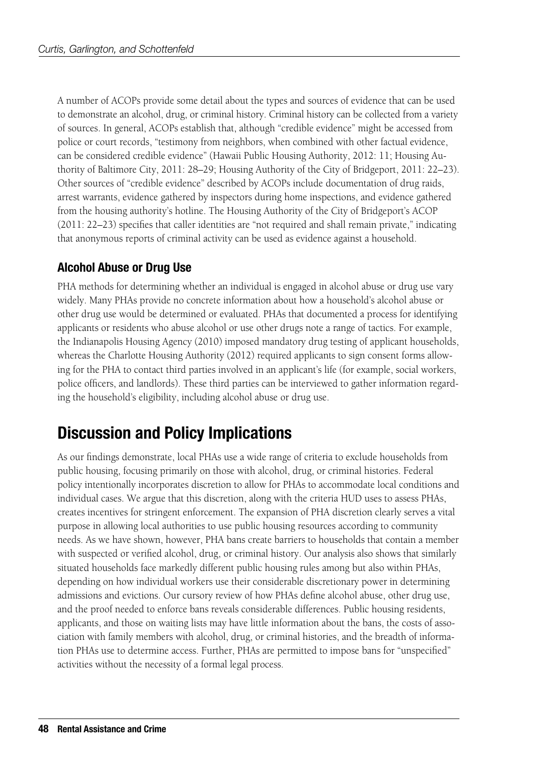A number of ACOPs provide some detail about the types and sources of evidence that can be used to demonstrate an alcohol, drug, or criminal history. Criminal history can be collected from a variety of sources. In general, ACOPs establish that, although "credible evidence" might be accessed from police or court records, "testimony from neighbors, when combined with other factual evidence, can be considered credible evidence" (Hawaii Public Housing Authority, 2012: 11; Housing Authority of Baltimore City, 2011: 28–29; Housing Authority of the City of Bridgeport, 2011: 22–23). Other sources of "credible evidence" described by ACOPs include documentation of drug raids, arrest warrants, evidence gathered by inspectors during home inspections, and evidence gathered from the housing authority's hotline. The Housing Authority of the City of Bridgeport's ACOP (2011: 22–23) specifies that caller identities are "not required and shall remain private," indicating that anonymous reports of criminal activity can be used as evidence against a household.

### Alcohol Abuse or Drug Use

PHA methods for determining whether an individual is engaged in alcohol abuse or drug use vary widely. Many PHAs provide no concrete information about how a household's alcohol abuse or other drug use would be determined or evaluated. PHAs that documented a process for identifying applicants or residents who abuse alcohol or use other drugs note a range of tactics. For example, the Indianapolis Housing Agency (2010) imposed mandatory drug testing of applicant households, whereas the Charlotte Housing Authority (2012) required applicants to sign consent forms allowing for the PHA to contact third parties involved in an applicant's life (for example, social workers, police officers, and landlords). These third parties can be interviewed to gather information regarding the household's eligibility, including alcohol abuse or drug use.

## Discussion and Policy Implications

As our findings demonstrate, local PHAs use a wide range of criteria to exclude households from public housing, focusing primarily on those with alcohol, drug, or criminal histories. Federal policy intentionally incorporates discretion to allow for PHAs to accommodate local conditions and individual cases. We argue that this discretion, along with the criteria HUD uses to assess PHAs, creates incentives for stringent enforcement. The expansion of PHA discretion clearly serves a vital purpose in allowing local authorities to use public housing resources according to community needs. As we have shown, however, PHA bans create barriers to households that contain a member with suspected or verified alcohol, drug, or criminal history. Our analysis also shows that similarly situated households face markedly different public housing rules among but also within PHAs, depending on how individual workers use their considerable discretionary power in determining admissions and evictions. Our cursory review of how PHAs define alcohol abuse, other drug use, and the proof needed to enforce bans reveals considerable differences. Public housing residents, applicants, and those on waiting lists may have little information about the bans, the costs of association with family members with alcohol, drug, or criminal histories, and the breadth of information PHAs use to determine access. Further, PHAs are permitted to impose bans for "unspecified" activities without the necessity of a formal legal process.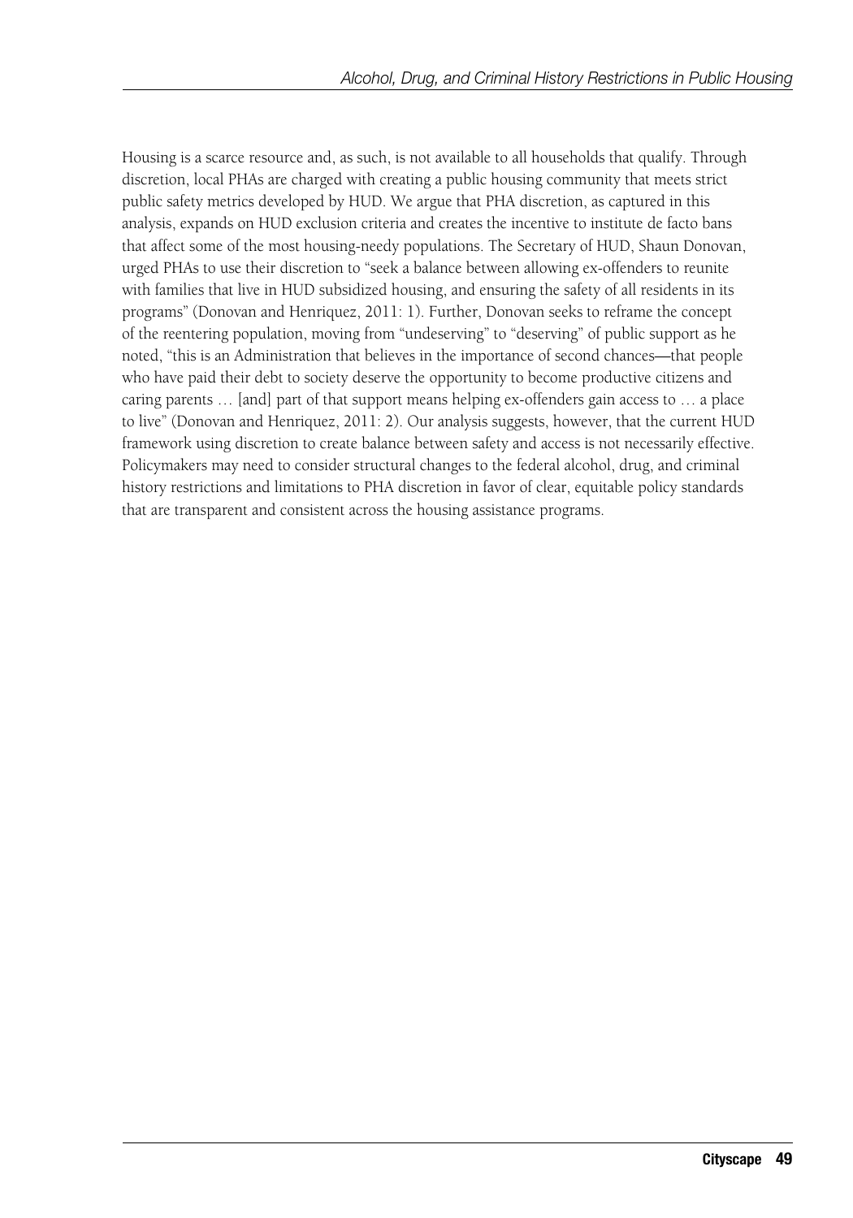Housing is a scarce resource and, as such, is not available to all households that qualify. Through discretion, local PHAs are charged with creating a public housing community that meets strict public safety metrics developed by HUD. We argue that PHA discretion, as captured in this analysis, expands on HUD exclusion criteria and creates the incentive to institute de facto bans that affect some of the most housing-needy populations. The Secretary of HUD, Shaun Donovan, urged PHAs to use their discretion to "seek a balance between allowing ex-offenders to reunite with families that live in HUD subsidized housing, and ensuring the safety of all residents in its programs" (Donovan and Henriquez, 2011: 1). Further, Donovan seeks to reframe the concept of the reentering population, moving from "undeserving" to "deserving" of public support as he noted, "this is an Administration that believes in the importance of second chances—that people who have paid their debt to society deserve the opportunity to become productive citizens and caring parents … [and] part of that support means helping ex-offenders gain access to … a place to live" (Donovan and Henriquez, 2011: 2). Our analysis suggests, however, that the current HUD framework using discretion to create balance between safety and access is not necessarily effective. Policymakers may need to consider structural changes to the federal alcohol, drug, and criminal history restrictions and limitations to PHA discretion in favor of clear, equitable policy standards that are transparent and consistent across the housing assistance programs.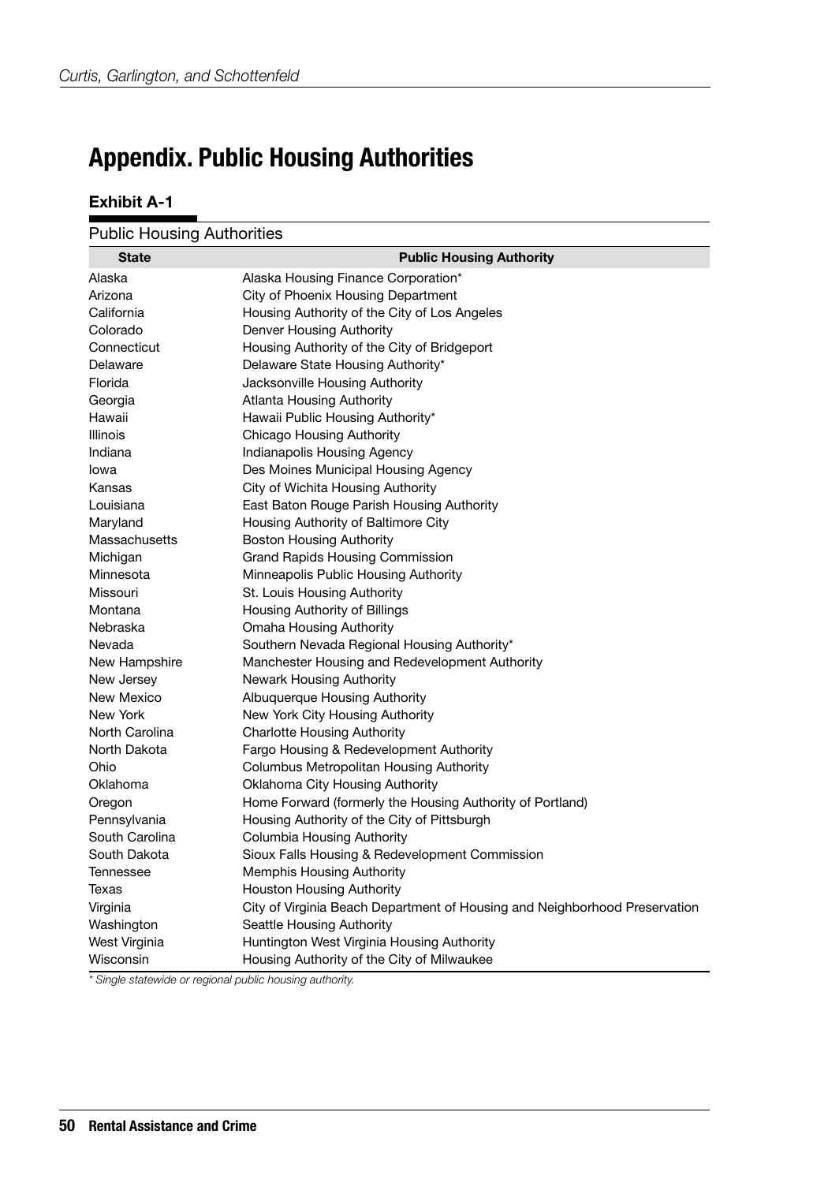# Appendix. Public Housing Authorities

**Exhibit A-1**

Public Housing Authorities

| State | Public Housing Authority |
|---|---|
| Alaska | Alaska Housing Finance Corporation* |
| Arizona | City of Phoenix Housing Department |
| California | Housing Authority of the City of Los Angeles |
| Colorado | Denver Housing Authority |
| Connecticut | Housing Authority of the City of Bridgeport |
| Delaware | Delaware State Housing Authority* |
| Florida | Jacksonville Housing Authority |
| Georgia | Atlanta Housing Authority |
| Hawaii | Hawaii Public Housing Authority* |
| Illinois | Chicago Housing Authority |
| Indiana | Indianapolis Housing Agency |
| Iowa | Des Moines Municipal Housing Agency |
| Kansas | City of Wichita Housing Authority |
| Louisiana | East Baton Rouge Parish Housing Authority |
| Maryland | Housing Authority of Baltimore City |
| Massachusetts | Boston Housing Authority |
| Michigan | Grand Rapids Housing Commission |
| Minnesota | Minneapolis Public Housing Authority |
| Missouri | St. Louis Housing Authority |
| Montana | Housing Authority of Billings |
| Nebraska | Omaha Housing Authority |
| Nevada | Southern Nevada Regional Housing Authority* |
| New Hampshire | Manchester Housing and Redevelopment Authority |
| New Jersey | Newark Housing Authority |
| New Mexico | Albuquerque Housing Authority |
| New York | New York City Housing Authority |
| North Carolina | Charlotte Housing Authority |
| North Dakota | Fargo Housing & Redevelopment Authority |
| Ohio | Columbus Metropolitan Housing Authority |
| Oklahoma | Oklahoma City Housing Authority |
| Oregon | Home Forward (formerly the Housing Authority of Portland) |
| Pennsylvania | Housing Authority of the City of Pittsburgh |
| South Carolina | Columbia Housing Authority |
| South Dakota | Sioux Falls Housing & Redevelopment Commission |
| Tennessee | Memphis Housing Authority |
| Texas | Houston Housing Authority |
| Virginia | City of Virginia Beach Department of Housing and Neighborhood Preservation |
| Washington | Seattle Housing Authority |
| West Virginia | Huntington West Virginia Housing Authority |
| Wisconsin | Housing Authority of the City of Milwaukee |

*\* Single statewide or regional public housing authority.*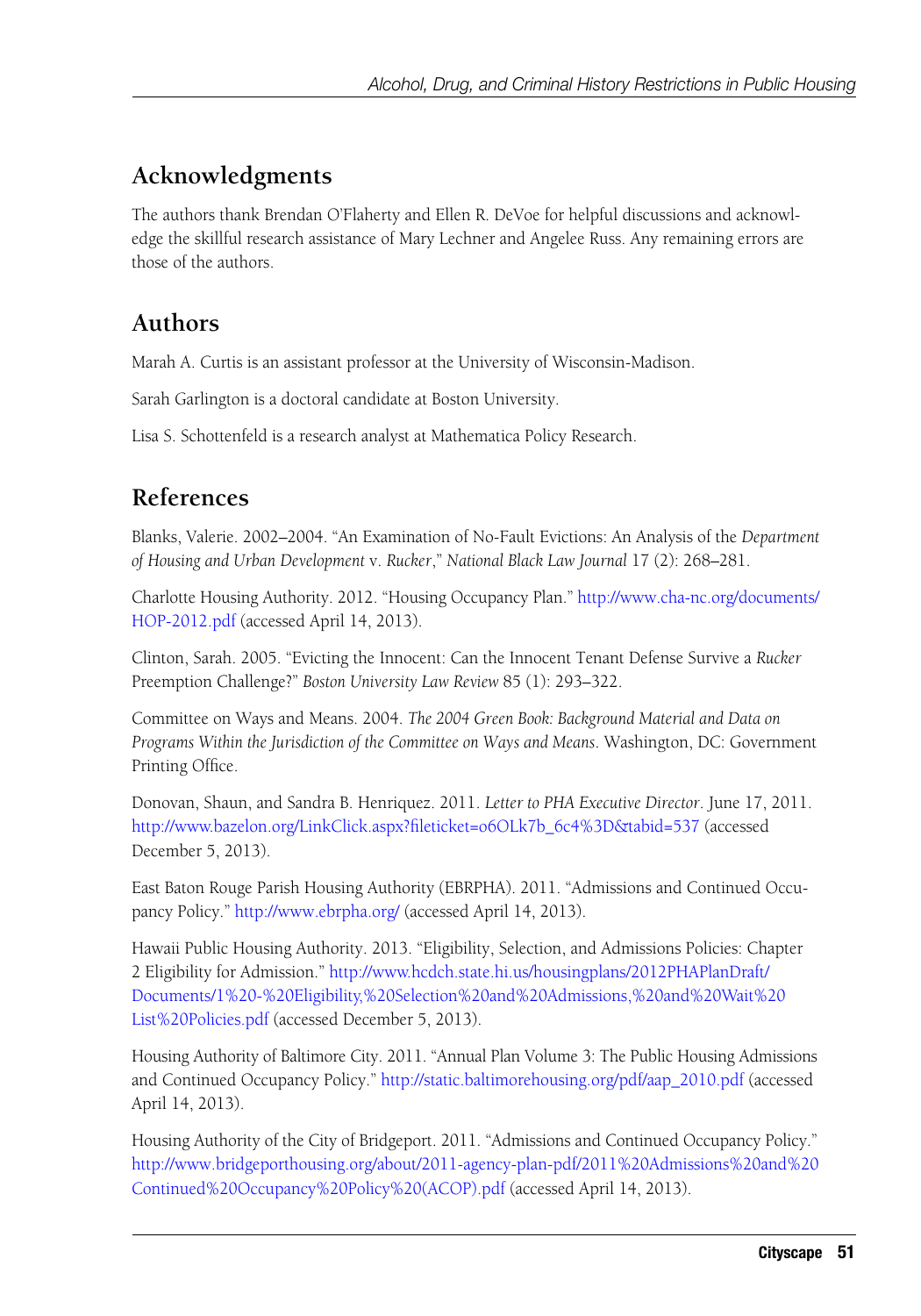## Acknowledgments

The authors thank Brendan O'Flaherty and Ellen R. DeVoe for helpful discussions and acknowledge the skillful research assistance of Mary Lechner and Angelee Russ. Any remaining errors are those of the authors.

## Authors

Marah A. Curtis is an assistant professor at the University of Wisconsin-Madison.

Sarah Garlington is a doctoral candidate at Boston University.

Lisa S. Schottenfeld is a research analyst at Mathematica Policy Research.

## References

Blanks, Valerie. 2002–2004. "An Examination of No-Fault Evictions: An Analysis of the *Department of Housing and Urban Development* v. *Rucker*," *National Black Law Journal* 17 (2): 268–281.

Charlotte Housing Authority. 2012. "Housing Occupancy Plan." http://www.cha-nc.org/documents/HOP-2012.pdf (accessed April 14, 2013).

Clinton, Sarah. 2005. "Evicting the Innocent: Can the Innocent Tenant Defense Survive a *Rucker* Preemption Challenge?" *Boston University Law Review* 85 (1): 293–322.

Committee on Ways and Means. 2004. *The 2004 Green Book: Background Material and Data on Programs Within the Jurisdiction of the Committee on Ways and Means*. Washington, DC: Government Printing Office.

Donovan, Shaun, and Sandra B. Henriquez. 2011. *Letter to PHA Executive Director*. June 17, 2011. http://www.bazelon.org/LinkClick.aspx?fileticket=o6OLk7b_6c4%3D&tabid=537 (accessed December 5, 2013).

East Baton Rouge Parish Housing Authority (EBRPHA). 2011. "Admissions and Continued Occupancy Policy." http://www.ebrpha.org/ (accessed April 14, 2013).

Hawaii Public Housing Authority. 2013. "Eligibility, Selection, and Admissions Policies: Chapter 2 Eligibility for Admission." http://www.hcdch.state.hi.us/housingplans/2012PHAPlanDraft/Documents/1%20-%20Eligibility,%20Selection%20and%20Admissions,%20and%20Wait%20List%20Policies.pdf (accessed December 5, 2013).

Housing Authority of Baltimore City. 2011. "Annual Plan Volume 3: The Public Housing Admissions and Continued Occupancy Policy." http://static.baltimorehousing.org/pdf/aap_2010.pdf (accessed April 14, 2013).

Housing Authority of the City of Bridgeport. 2011. "Admissions and Continued Occupancy Policy." http://www.bridgeporthousing.org/about/2011-agency-plan-pdf/2011%20Admissions%20and%20Continued%20Occupancy%20Policy%20(ACOP).pdf (accessed April 14, 2013).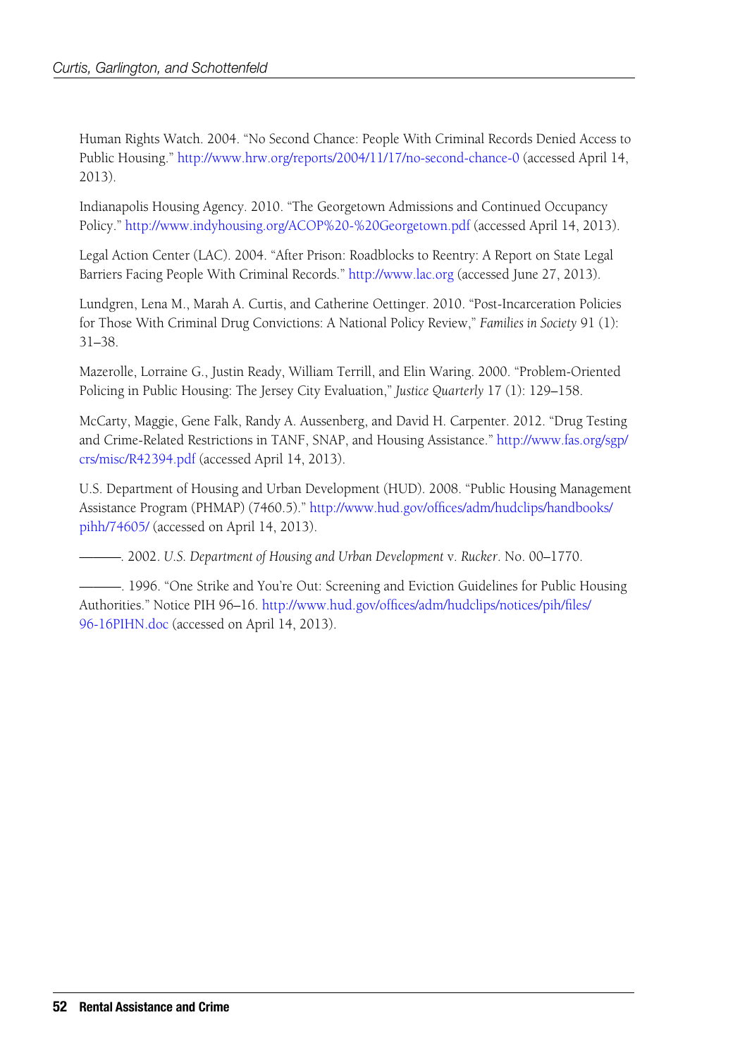Human Rights Watch. 2004. "No Second Chance: People With Criminal Records Denied Access to Public Housing." http://www.hrw.org/reports/2004/11/17/no-second-chance-0 (accessed April 14, 2013).

Indianapolis Housing Agency. 2010. "The Georgetown Admissions and Continued Occupancy Policy." http://www.indyhousing.org/ACOP%20-%20Georgetown.pdf (accessed April 14, 2013).

Legal Action Center (LAC). 2004. "After Prison: Roadblocks to Reentry: A Report on State Legal Barriers Facing People With Criminal Records." http://www.lac.org (accessed June 27, 2013).

Lundgren, Lena M., Marah A. Curtis, and Catherine Oettinger. 2010. "Post-Incarceration Policies for Those With Criminal Drug Convictions: A National Policy Review," *Families in Society* 91 (1): 31–38.

Mazerolle, Lorraine G., Justin Ready, William Terrill, and Elin Waring. 2000. "Problem-Oriented Policing in Public Housing: The Jersey City Evaluation," *Justice Quarterly* 17 (1): 129–158.

McCarty, Maggie, Gene Falk, Randy A. Aussenberg, and David H. Carpenter. 2012. "Drug Testing and Crime-Related Restrictions in TANF, SNAP, and Housing Assistance." http://www.fas.org/sgp/crs/misc/R42394.pdf (accessed April 14, 2013).

U.S. Department of Housing and Urban Development (HUD). 2008. "Public Housing Management Assistance Program (PHMAP) (7460.5)." http://www.hud.gov/offices/adm/hudclips/handbooks/pihh/74605/ (accessed on April 14, 2013).

———. 2002. *U.S. Department of Housing and Urban Development* v. *Rucker*. No. 00–1770.

———. 1996. "One Strike and You're Out: Screening and Eviction Guidelines for Public Housing Authorities." Notice PIH 96–16. http://www.hud.gov/offices/adm/hudclips/notices/pih/files/96-16PIHN.doc (accessed on April 14, 2013).